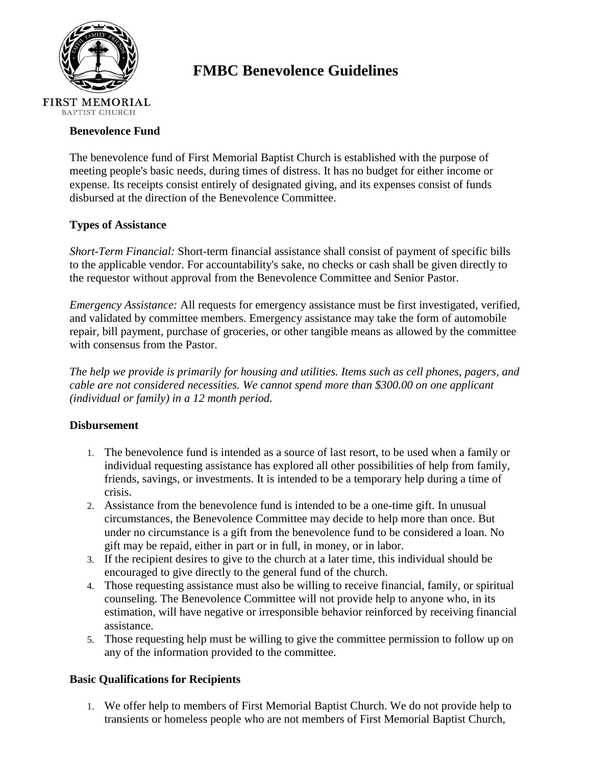# FMBC Benevolence Guidelines

FIRST MEMORIAL
BAPTIST CHURCH

**Benevolence Fund**

The benevolence fund of First Memorial Baptist Church is established with the purpose of meeting people's basic needs, during times of distress. It has no budget for either income or expense. Its receipts consist entirely of designated giving, and its expenses consist of funds disbursed at the direction of the Benevolence Committee.

**Types of Assistance**

*Short-Term Financial:* Short-term financial assistance shall consist of payment of specific bills to the applicable vendor. For accountability's sake, no checks or cash shall be given directly to the requestor without approval from the Benevolence Committee and Senior Pastor.

*Emergency Assistance:* All requests for emergency assistance must be first investigated, verified, and validated by committee members. Emergency assistance may take the form of automobile repair, bill payment, purchase of groceries, or other tangible means as allowed by the committee with consensus from the Pastor.

*The help we provide is primarily for housing and utilities. Items such as cell phones, pagers, and cable are not considered necessities. We cannot spend more than $300.00 on one applicant (individual or family) in a 12 month period.*

**Disbursement**

1. The benevolence fund is intended as a source of last resort, to be used when a family or individual requesting assistance has explored all other possibilities of help from family, friends, savings, or investments. It is intended to be a temporary help during a time of crisis.
2. Assistance from the benevolence fund is intended to be a one-time gift. In unusual circumstances, the Benevolence Committee may decide to help more than once. But under no circumstance is a gift from the benevolence fund to be considered a loan. No gift may be repaid, either in part or in full, in money, or in labor.
3. If the recipient desires to give to the church at a later time, this individual should be encouraged to give directly to the general fund of the church.
4. Those requesting assistance must also be willing to receive financial, family, or spiritual counseling. The Benevolence Committee will not provide help to anyone who, in its estimation, will have negative or irresponsible behavior reinforced by receiving financial assistance.
5. Those requesting help must be willing to give the committee permission to follow up on any of the information provided to the committee.

**Basic Qualifications for Recipients**

1. We offer help to members of First Memorial Baptist Church. We do not provide help to transients or homeless people who are not members of First Memorial Baptist Church,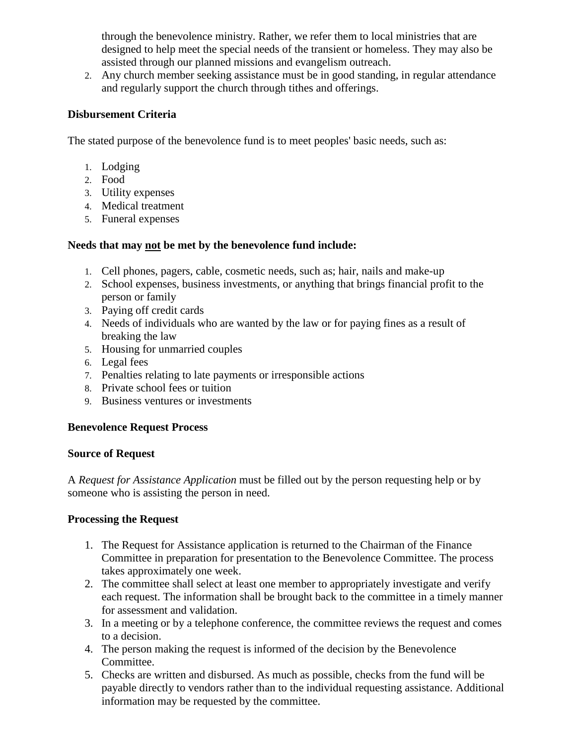through the benevolence ministry. Rather, we refer them to local ministries that are designed to help meet the special needs of the transient or homeless. They may also be assisted through our planned missions and evangelism outreach.

2. Any church member seeking assistance must be in good standing, in regular attendance and regularly support the church through tithes and offerings.

**Disbursement Criteria**

The stated purpose of the benevolence fund is to meet peoples' basic needs, such as:

1. Lodging
2. Food
3. Utility expenses
4. Medical treatment
5. Funeral expenses

**Needs that may <u>not</u> be met by the benevolence fund include:**

1. Cell phones, pagers, cable, cosmetic needs, such as; hair, nails and make-up
2. School expenses, business investments, or anything that brings financial profit to the person or family
3. Paying off credit cards
4. Needs of individuals who are wanted by the law or for paying fines as a result of breaking the law
5. Housing for unmarried couples
6. Legal fees
7. Penalties relating to late payments or irresponsible actions
8. Private school fees or tuition
9. Business ventures or investments

**Benevolence Request Process**

**Source of Request**

A *Request for Assistance Application* must be filled out by the person requesting help or by someone who is assisting the person in need.

**Processing the Request**

1. The Request for Assistance application is returned to the Chairman of the Finance Committee in preparation for presentation to the Benevolence Committee. The process takes approximately one week.
2. The committee shall select at least one member to appropriately investigate and verify each request. The information shall be brought back to the committee in a timely manner for assessment and validation.
3. In a meeting or by a telephone conference, the committee reviews the request and comes to a decision.
4. The person making the request is informed of the decision by the Benevolence Committee.
5. Checks are written and disbursed. As much as possible, checks from the fund will be payable directly to vendors rather than to the individual requesting assistance. Additional information may be requested by the committee.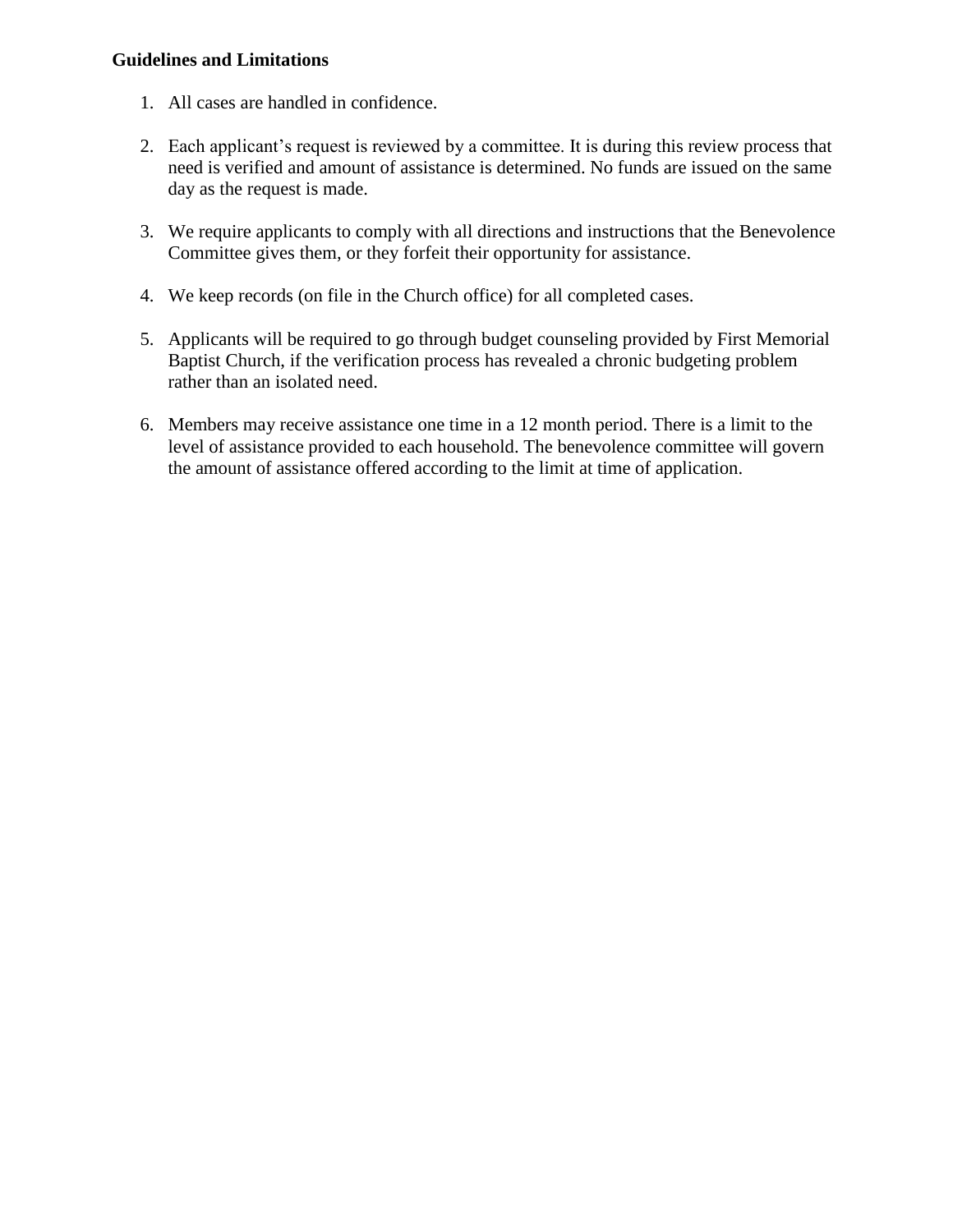**Guidelines and Limitations**

1. All cases are handled in confidence.

2. Each applicant's request is reviewed by a committee. It is during this review process that need is verified and amount of assistance is determined. No funds are issued on the same day as the request is made.

3. We require applicants to comply with all directions and instructions that the Benevolence Committee gives them, or they forfeit their opportunity for assistance.

4. We keep records (on file in the Church office) for all completed cases.

5. Applicants will be required to go through budget counseling provided by First Memorial Baptist Church, if the verification process has revealed a chronic budgeting problem rather than an isolated need.

6. Members may receive assistance one time in a 12 month period. There is a limit to the level of assistance provided to each household. The benevolence committee will govern the amount of assistance offered according to the limit at time of application.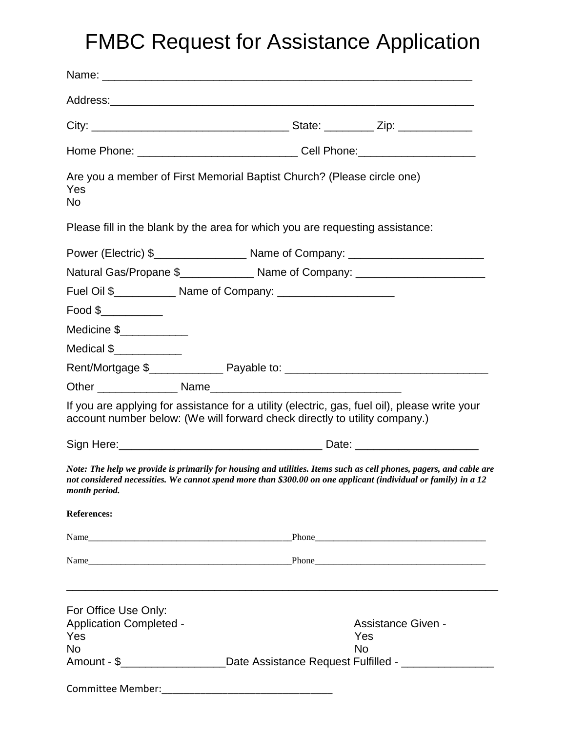# FMBC Request for Assistance Application

Name: ___________________________________________________________

Address:_________________________________________________________

City: _______________________________ State: ________ Zip: ____________

Home Phone: _________________________ Cell Phone:___________________

Are you a member of First Memorial Baptist Church? (Please circle one)
Yes
No

Please fill in the blank by the area for which you are requesting assistance:

Power (Electric) $_______________ Name of Company: ______________________

Natural Gas/Propane $____________ Name of Company: _____________________

Fuel Oil $__________ Name of Company: ___________________

Food $__________

Medicine $___________

Medical $___________

Rent/Mortgage $____________ Payable to: _________________________________

Other _____________ Name______________________________

If you are applying for assistance for a utility (electric, gas, fuel oil), please write your account number below: (We will forward check directly to utility company.)

Sign Here:________________________________ Date: ___________________

***Note: The help we provide is primarily for housing and utilities. Items such as cell phones, pagers, and cable are not considered necessities. We cannot spend more than $300.00 on one applicant (individual or family) in a 12 month period.***

**References:**

Name_____________________________________________Phone______________________________________

Name_____________________________________________Phone______________________________________

---

For Office Use Only:

Application Completed -
Yes
No

Assistance Given -
Yes
No

Amount - $________________Date Assistance Request Fulfilled - _______________

Committee Member:________________________________